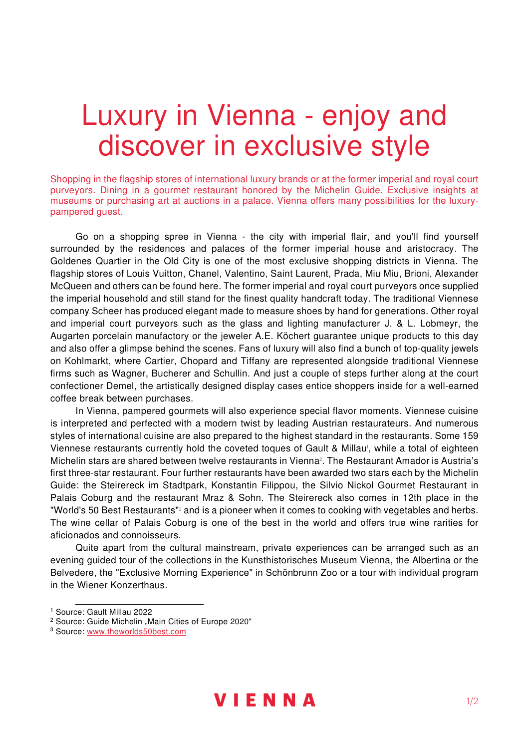# Luxury in Vienna - enjoy and discover in exclusive style

Shopping in the flagship stores of international luxury brands or at the former imperial and royal court purveyors. Dining in a gourmet restaurant honored by the Michelin Guide. Exclusive insights at museums or purchasing art at auctions in a palace. Vienna offers many possibilities for the luxury-pampered guest.

Go on a shopping spree in Vienna - the city with imperial flair, and you'll find yourself surrounded by the residences and palaces of the former imperial house and aristocracy. The Goldenes Quartier in the Old City is one of the most exclusive shopping districts in Vienna. The flagship stores of Louis Vuitton, Chanel, Valentino, Saint Laurent, Prada, Miu Miu, Brioni, Alexander McQueen and others can be found here. The former imperial and royal court purveyors once supplied the imperial household and still stand for the finest quality handcraft today. The traditional Viennese company Scheer has produced elegant made to measure shoes by hand for generations. Other royal and imperial court purveyors such as the glass and lighting manufacturer J. & L. Lobmeyr, the Augarten porcelain manufactory or the jeweler A.E. Köchert guarantee unique products to this day and also offer a glimpse behind the scenes. Fans of luxury will also find a bunch of top-quality jewels on Kohlmarkt, where Cartier, Chopard and Tiffany are represented alongside traditional Viennese firms such as Wagner, Bucherer and Schullin. And just a couple of steps further along at the court confectioner Demel, the artistically designed display cases entice shoppers inside for a well-earned coffee break between purchases.

In Vienna, pampered gourmets will also experience special flavor moments. Viennese cuisine is interpreted and perfected with a modern twist by leading Austrian restaurateurs. And numerous styles of international cuisine are also prepared to the highest standard in the restaurants. Some 159 Viennese restaurants currently hold the coveted toques of Gault & Millau[1], while a total of eighteen Michelin stars are shared between twelve restaurants in Vienna[2]. The Restaurant Amador is Austria's first three-star restaurant. Four further restaurants have been awarded two stars each by the Michelin Guide: the Steirereck im Stadtpark, Konstantin Filippou, the Silvio Nickol Gourmet Restaurant in Palais Coburg and the restaurant Mraz & Sohn. The Steirereck also comes in 12th place in the "World's 50 Best Restaurants"[3] and is a pioneer when it comes to cooking with vegetables and herbs. The wine cellar of Palais Coburg is one of the best in the world and offers true wine rarities for aficionados and connoisseurs.

Quite apart from the cultural mainstream, private experiences can be arranged such as an evening guided tour of the collections in the Kunsthistorisches Museum Vienna, the Albertina or the Belvedere, the "Exclusive Morning Experience" in Schönbrunn Zoo or a tour with individual program in the Wiener Konzerthaus.

---

[1] Source: Gault Millau 2022

[2] Source: Guide Michelin „Main Cities of Europe 2020"

[3] Source: www.theworlds50best.com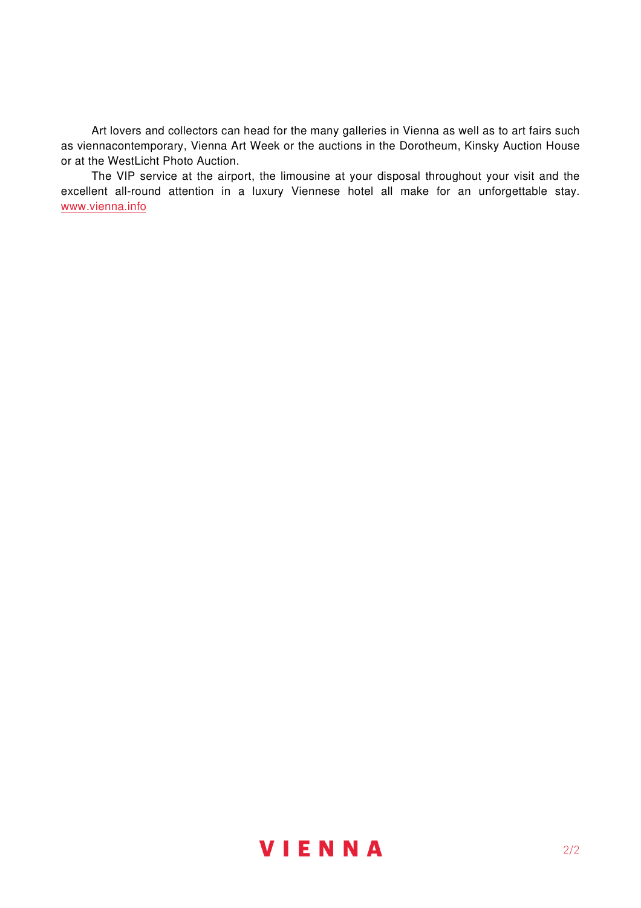Art lovers and collectors can head for the many galleries in Vienna as well as to art fairs such as viennacontemporary, Vienna Art Week or the auctions in the Dorotheum, Kinsky Auction House or at the WestLicht Photo Auction.

The VIP service at the airport, the limousine at your disposal throughout your visit and the excellent all-round attention in a luxury Viennese hotel all make for an unforgettable stay. www.vienna.info